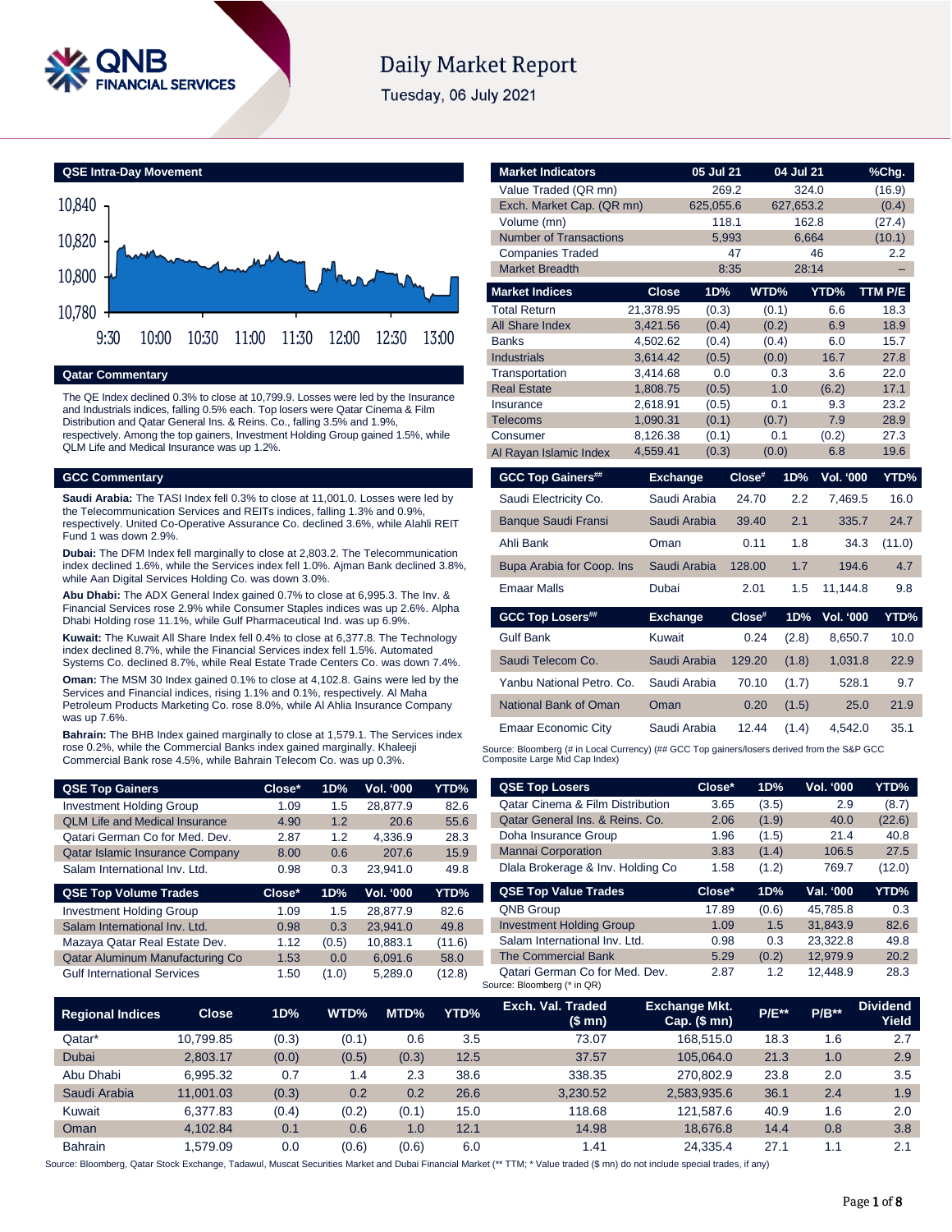# Daily Market Report

Tuesday, 06 July 2021

## QSE Intra-Day Movement

10,840
10,820
10,800
10,780
9:30 10:00 10:30 11:00 11:30 12:00 12:30 13:00

## Qatar Commentary

The QE Index declined 0.3% to close at 10,799.9. Losses were led by the Insurance and Industrials indices, falling 0.5% each. Top losers were Qatar Cinema & Film Distribution and Qatar General Ins. & Reins. Co., falling 3.5% and 1.9%, respectively. Among the top gainers, Investment Holding Group gained 1.5%, while QLM Life and Medical Insurance was up 1.2%.

## GCC Commentary

**Saudi Arabia:** The TASI Index fell 0.3% to close at 11,001.0. Losses were led by the Telecommunication Services and REITs indices, falling 1.3% and 0.9%, respectively. United Co-Operative Assurance Co. declined 3.6%, while Alahli REIT Fund 1 was down 2.9%.

**Dubai:** The DFM Index fell marginally to close at 2,803.2. The Telecommunication index declined 1.6%, while the Services index fell 1.0%. Ajman Bank declined 3.8%, while Aan Digital Services Holding Co. was down 3.0%.

**Abu Dhabi:** The ADX General Index gained 0.7% to close at 6,995.3. The Inv. & Financial Services rose 2.9% while Consumer Staples indices was up 2.6%. Alpha Dhabi Holding rose 11.1%, while Gulf Pharmaceutical Ind. was up 6.9%.

**Kuwait:** The Kuwait All Share Index fell 0.4% to close at 6,377.8. The Technology index declined 8.7%, while the Financial Services index fell 1.5%. Automated Systems Co. declined 8.7%, while Real Estate Trade Centers Co. was down 7.4%.

**Oman:** The MSM 30 Index gained 0.1% to close at 4,102.8. Gains were led by the Services and Financial indices, rising 1.1% and 0.1%, respectively. Al Maha Petroleum Products Marketing Co. rose 8.0%, while Al Ahlia Insurance Company was up 7.6%.

**Bahrain:** The BHB Index gained marginally to close at 1,579.1. The Services index rose 0.2%, while the Commercial Banks index gained marginally. Khaleeji Commercial Bank rose 4.5%, while Bahrain Telecom Co. was up 0.3%.

| Market Indicators | 05 Jul 21 | 04 Jul 21 | %Chg. |
|---|---|---|---|
| Value Traded (QR mn) | 269.2 | 324.0 | (16.9) |
| Exch. Market Cap. (QR mn) | 625,055.6 | 627,653.2 | (0.4) |
| Volume (mn) | 118.1 | 162.8 | (27.4) |
| Number of Transactions | 5,993 | 6,664 | (10.1) |
| Companies Traded | 47 | 46 | 2.2 |
| Market Breadth | 8:35 | 28:14 | – |

| Market Indices | Close | 1D% | WTD% | YTD% | TTM P/E |
|---|---|---|---|---|---|
| Total Return | 21,378.95 | (0.3) | (0.1) | 6.6 | 18.3 |
| All Share Index | 3,421.56 | (0.4) | (0.2) | 6.9 | 18.9 |
| Banks | 4,502.62 | (0.4) | (0.4) | 6.0 | 15.7 |
| Industrials | 3,614.42 | (0.5) | (0.0) | 16.7 | 27.8 |
| Transportation | 3,414.68 | 0.0 | 0.3 | 3.6 | 22.0 |
| Real Estate | 1,808.75 | (0.5) | 1.0 | (6.2) | 17.1 |
| Insurance | 2,618.91 | (0.5) | 0.1 | 9.3 | 23.2 |
| Telecoms | 1,090.31 | (0.1) | (0.7) | 7.9 | 28.9 |
| Consumer | 8,126.38 | (0.1) | 0.1 | (0.2) | 27.3 |
| Al Rayan Islamic Index | 4,559.41 | (0.3) | (0.0) | 6.8 | 19.6 |

| GCC Top Gainers## | Exchange | Close# | 1D% | Vol. '000 | YTD% |
|---|---|---|---|---|---|
| Saudi Electricity Co. | Saudi Arabia | 24.70 | 2.2 | 7,469.5 | 16.0 |
| Banque Saudi Fransi | Saudi Arabia | 39.40 | 2.1 | 335.7 | 24.7 |
| Ahli Bank | Oman | 0.11 | 1.8 | 34.3 | (11.0) |
| Bupa Arabia for Coop. Ins | Saudi Arabia | 128.00 | 1.7 | 194.6 | 4.7 |
| Emaar Malls | Dubai | 2.01 | 1.5 | 11,144.8 | 9.8 |

| GCC Top Losers## | Exchange | Close# | 1D% | Vol. '000 | YTD% |
|---|---|---|---|---|---|
| Gulf Bank | Kuwait | 0.24 | (2.8) | 8,650.7 | 10.0 |
| Saudi Telecom Co. | Saudi Arabia | 129.20 | (1.8) | 1,031.8 | 22.9 |
| Yanbu National Petro. Co. | Saudi Arabia | 70.10 | (1.7) | 528.1 | 9.7 |
| National Bank of Oman | Oman | 0.20 | (1.5) | 25.0 | 21.9 |
| Emaar Economic City | Saudi Arabia | 12.44 | (1.4) | 4,542.0 | 35.1 |

Source: Bloomberg (# in Local Currency) (## GCC Top gainers/losers derived from the S&P GCC Composite Large Mid Cap Index)

| QSE Top Gainers | Close* | 1D% | Vol. '000 | YTD% |
|---|---|---|---|---|
| Investment Holding Group | 1.09 | 1.5 | 28,877.9 | 82.6 |
| QLM Life and Medical Insurance | 4.90 | 1.2 | 20.6 | 55.6 |
| Qatari German Co for Med. Dev. | 2.87 | 1.2 | 4,336.9 | 28.3 |
| Qatar Islamic Insurance Company | 8.00 | 0.6 | 207.6 | 15.9 |
| Salam International Inv. Ltd. | 0.98 | 0.3 | 23,941.0 | 49.8 |

| QSE Top Volume Trades | Close* | 1D% | Vol. '000 | YTD% |
|---|---|---|---|---|
| Investment Holding Group | 1.09 | 1.5 | 28,877.9 | 82.6 |
| Salam International Inv. Ltd. | 0.98 | 0.3 | 23,941.0 | 49.8 |
| Mazaya Qatar Real Estate Dev. | 1.12 | (0.5) | 10,883.1 | (11.6) |
| Qatar Aluminum Manufacturing Co | 1.53 | 0.0 | 6,091.6 | 58.0 |
| Gulf International Services | 1.50 | (1.0) | 5,289.0 | (12.8) |

| QSE Top Losers | Close* | 1D% | Vol. '000 | YTD% |
|---|---|---|---|---|
| Qatar Cinema & Film Distribution | 3.65 | (3.5) | 2.9 | (8.7) |
| Qatar General Ins. & Reins. Co. | 2.06 | (1.9) | 40.0 | (22.6) |
| Doha Insurance Group | 1.96 | (1.5) | 21.4 | 40.8 |
| Mannai Corporation | 3.83 | (1.4) | 106.5 | 27.5 |
| Dlala Brokerage & Inv. Holding Co | 1.58 | (1.2) | 769.7 | (12.0) |

| QSE Top Value Trades | Close* | 1D% | Val. '000 | YTD% |
|---|---|---|---|---|
| QNB Group | 17.89 | (0.6) | 45,785.8 | 0.3 |
| Investment Holding Group | 1.09 | 1.5 | 31,843.9 | 82.6 |
| Salam International Inv. Ltd. | 0.98 | 0.3 | 23,322.8 | 49.8 |
| The Commercial Bank | 5.29 | (0.2) | 12,979.9 | 20.2 |
| Qatari German Co for Med. Dev. | 2.87 | 1.2 | 12,448.9 | 28.3 |

Source: Bloomberg (* in QR)

| Regional Indices | Close | 1D% | WTD% | MTD% | YTD% | Exch. Val. Traded ($ mn) | Exchange Mkt. Cap. ($ mn) | P/E** | P/B** | Dividend Yield |
|---|---|---|---|---|---|---|---|---|---|---|
| Qatar* | 10,799.85 | (0.3) | (0.1) | 0.6 | 3.5 | 73.07 | 168,515.0 | 18.3 | 1.6 | 2.7 |
| Dubai | 2,803.17 | (0.0) | (0.5) | (0.3) | 12.5 | 37.57 | 105,064.0 | 21.3 | 1.0 | 2.9 |
| Abu Dhabi | 6,995.32 | 0.7 | 1.4 | 2.3 | 38.6 | 338.35 | 270,802.9 | 23.8 | 2.0 | 3.5 |
| Saudi Arabia | 11,001.03 | (0.3) | 0.2 | 0.2 | 26.6 | 3,230.52 | 2,583,935.6 | 36.1 | 2.4 | 1.9 |
| Kuwait | 6,377.83 | (0.4) | (0.2) | (0.1) | 15.0 | 118.68 | 121,587.6 | 40.9 | 1.6 | 2.0 |
| Oman | 4,102.84 | 0.1 | 0.6 | 1.0 | 12.1 | 14.98 | 18,676.8 | 14.4 | 0.8 | 3.8 |
| Bahrain | 1,579.09 | 0.0 | (0.6) | (0.6) | 6.0 | 1.41 | 24,335.4 | 27.1 | 1.1 | 2.1 |

Source: Bloomberg, Qatar Stock Exchange, Tadawul, Muscat Securities Market and Dubai Financial Market (** TTM; * Value traded ($ mn) do not include special trades, if any)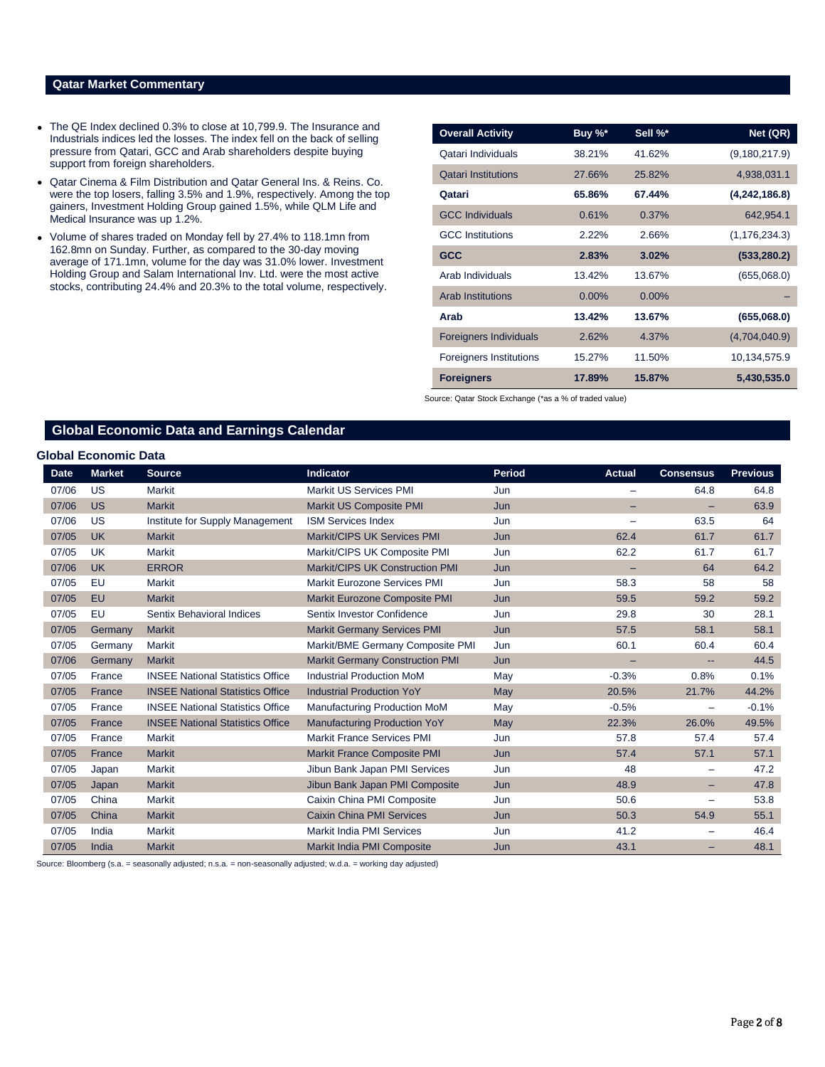## Qatar Market Commentary

- The QE Index declined 0.3% to close at 10,799.9. The Insurance and Industrials indices led the losses. The index fell on the back of selling pressure from Qatari, GCC and Arab shareholders despite buying support from foreign shareholders.
- Qatar Cinema & Film Distribution and Qatar General Ins. & Reins. Co. were the top losers, falling 3.5% and 1.9%, respectively. Among the top gainers, Investment Holding Group gained 1.5%, while QLM Life and Medical Insurance was up 1.2%.
- Volume of shares traded on Monday fell by 27.4% to 118.1mn from 162.8mn on Sunday. Further, as compared to the 30-day moving average of 171.1mn, volume for the day was 31.0% lower. Investment Holding Group and Salam International Inv. Ltd. were the most active stocks, contributing 24.4% and 20.3% to the total volume, respectively.

| Overall Activity | Buy %* | Sell %* | Net (QR) |
|---|---|---|---|
| Qatari Individuals | 38.21% | 41.62% | (9,180,217.9) |
| Qatari Institutions | 27.66% | 25.82% | 4,938,031.1 |
| **Qatari** | **65.86%** | **67.44%** | **(4,242,186.8)** |
| GCC Individuals | 0.61% | 0.37% | 642,954.1 |
| GCC Institutions | 2.22% | 2.66% | (1,176,234.3) |
| **GCC** | **2.83%** | **3.02%** | **(533,280.2)** |
| Arab Individuals | 13.42% | 13.67% | (655,068.0) |
| Arab Institutions | 0.00% | 0.00% | – |
| **Arab** | **13.42%** | **13.67%** | **(655,068.0)** |
| Foreigners Individuals | 2.62% | 4.37% | (4,704,040.9) |
| Foreigners Institutions | 15.27% | 11.50% | 10,134,575.9 |
| **Foreigners** | **17.89%** | **15.87%** | **5,430,535.0** |

Source: Qatar Stock Exchange (*as a % of traded value)

## Global Economic Data and Earnings Calendar

### Global Economic Data

| Date | Market | Source | Indicator | Period | Actual | Consensus | Previous |
|---|---|---|---|---|---|---|---|
| 07/06 | US | Markit | Markit US Services PMI | Jun | – | 64.8 | 64.8 |
| 07/06 | US | Markit | Markit US Composite PMI | Jun | – | – | 63.9 |
| 07/06 | US | Institute for Supply Management | ISM Services Index | Jun | – | 63.5 | 64 |
| 07/05 | UK | Markit | Markit/CIPS UK Services PMI | Jun | 62.4 | 61.7 | 61.7 |
| 07/05 | UK | Markit | Markit/CIPS UK Composite PMI | Jun | 62.2 | 61.7 | 61.7 |
| 07/06 | UK | ERROR | Markit/CIPS UK Construction PMI | Jun | – | 64 | 64.2 |
| 07/05 | EU | Markit | Markit Eurozone Services PMI | Jun | 58.3 | 58 | 58 |
| 07/05 | EU | Markit | Markit Eurozone Composite PMI | Jun | 59.5 | 59.2 | 59.2 |
| 07/05 | EU | Sentix Behavioral Indices | Sentix Investor Confidence | Jun | 29.8 | 30 | 28.1 |
| 07/05 | Germany | Markit | Markit Germany Services PMI | Jun | 57.5 | 58.1 | 58.1 |
| 07/05 | Germany | Markit | Markit/BME Germany Composite PMI | Jun | 60.1 | 60.4 | 60.4 |
| 07/06 | Germany | Markit | Markit Germany Construction PMI | Jun | – | -- | 44.5 |
| 07/05 | France | INSEE National Statistics Office | Industrial Production MoM | May | -0.3% | 0.8% | 0.1% |
| 07/05 | France | INSEE National Statistics Office | Industrial Production YoY | May | 20.5% | 21.7% | 44.2% |
| 07/05 | France | INSEE National Statistics Office | Manufacturing Production MoM | May | -0.5% | – | -0.1% |
| 07/05 | France | INSEE National Statistics Office | Manufacturing Production YoY | May | 22.3% | 26.0% | 49.5% |
| 07/05 | France | Markit | Markit France Services PMI | Jun | 57.8 | 57.4 | 57.4 |
| 07/05 | France | Markit | Markit France Composite PMI | Jun | 57.4 | 57.1 | 57.1 |
| 07/05 | Japan | Markit | Jibun Bank Japan PMI Services | Jun | 48 | – | 47.2 |
| 07/05 | Japan | Markit | Jibun Bank Japan PMI Composite | Jun | 48.9 | – | 47.8 |
| 07/05 | China | Markit | Caixin China PMI Composite | Jun | 50.6 | – | 53.8 |
| 07/05 | China | Markit | Caixin China PMI Services | Jun | 50.3 | 54.9 | 55.1 |
| 07/05 | India | Markit | Markit India PMI Services | Jun | 41.2 | – | 46.4 |
| 07/05 | India | Markit | Markit India PMI Composite | Jun | 43.1 | – | 48.1 |

Source: Bloomberg (s.a. = seasonally adjusted; n.s.a. = non-seasonally adjusted; w.d.a. = working day adjusted)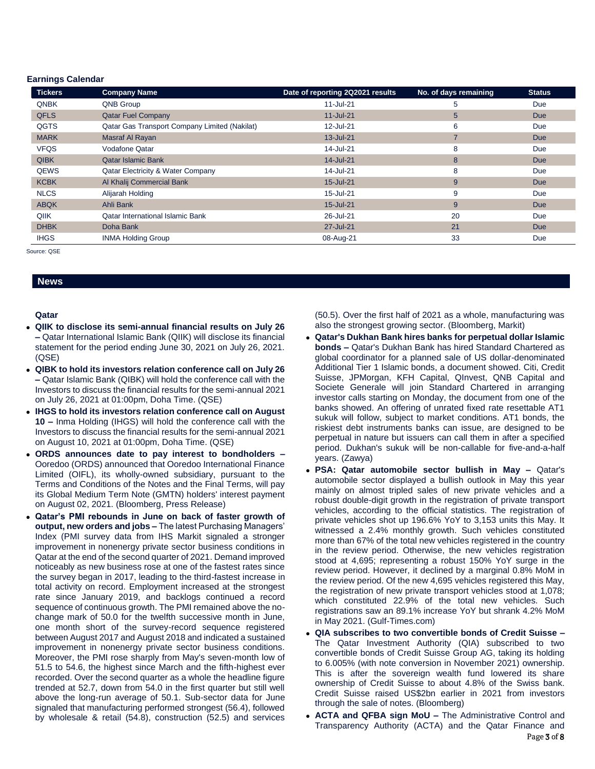**Earnings Calendar**

| Tickers | Company Name | Date of reporting 2Q2021 results | No. of days remaining | Status |
|---|---|---|---|---|
| QNBK | QNB Group | 11-Jul-21 | 5 | Due |
| QFLS | Qatar Fuel Company | 11-Jul-21 | 5 | Due |
| QGTS | Qatar Gas Transport Company Limited (Nakilat) | 12-Jul-21 | 6 | Due |
| MARK | Masraf Al Rayan | 13-Jul-21 | 7 | Due |
| VFQS | Vodafone Qatar | 14-Jul-21 | 8 | Due |
| QIBK | Qatar Islamic Bank | 14-Jul-21 | 8 | Due |
| QEWS | Qatar Electricity & Water Company | 14-Jul-21 | 8 | Due |
| KCBK | Al Khalij Commercial Bank | 15-Jul-21 | 9 | Due |
| NLCS | Alijarah Holding | 15-Jul-21 | 9 | Due |
| ABQK | Ahli Bank | 15-Jul-21 | 9 | Due |
| QIIK | Qatar International Islamic Bank | 26-Jul-21 | 20 | Due |
| DHBK | Doha Bank | 27-Jul-21 | 21 | Due |
| IHGS | INMA Holding Group | 08-Aug-21 | 33 | Due |

Source: QSE

## News

### Qatar

- **QIIK to disclose its semi-annual financial results on July 26 –** Qatar International Islamic Bank (QIIK) will disclose its financial statement for the period ending June 30, 2021 on July 26, 2021. (QSE)
- **QIBK to hold its investors relation conference call on July 26 –** Qatar Islamic Bank (QIBK) will hold the conference call with the Investors to discuss the financial results for the semi-annual 2021 on July 26, 2021 at 01:00pm, Doha Time. (QSE)
- **IHGS to hold its investors relation conference call on August 10 –** Inma Holding (IHGS) will hold the conference call with the Investors to discuss the financial results for the semi-annual 2021 on August 10, 2021 at 01:00pm, Doha Time. (QSE)
- **ORDS announces date to pay interest to bondholders –** Ooredoo (ORDS) announced that Ooredoo International Finance Limited (OIFL), its wholly-owned subsidiary, pursuant to the Terms and Conditions of the Notes and the Final Terms, will pay its Global Medium Term Note (GMTN) holders' interest payment on August 02, 2021. (Bloomberg, Press Release)
- **Qatar's PMI rebounds in June on back of faster growth of output, new orders and jobs –** The latest Purchasing Managers' Index (PMI survey data from IHS Markit signaled a stronger improvement in nonenergy private sector business conditions in Qatar at the end of the second quarter of 2021. Demand improved noticeably as new business rose at one of the fastest rates since the survey began in 2017, leading to the third-fastest increase in total activity on record. Employment increased at the strongest rate since January 2019, and backlogs continued a record sequence of continuous growth. The PMI remained above the no-change mark of 50.0 for the twelfth successive month in June, one month short of the survey-record sequence registered between August 2017 and August 2018 and indicated a sustained improvement in nonenergy private sector business conditions. Moreover, the PMI rose sharply from May's seven-month low of 51.5 to 54.6, the highest since March and the fifth-highest ever recorded. Over the second quarter as a whole the headline figure trended at 52.7, down from 54.0 in the first quarter but still well above the long-run average of 50.1. Sub-sector data for June signaled that manufacturing performed strongest (56.4), followed by wholesale & retail (54.8), construction (52.5) and services (50.5). Over the first half of 2021 as a whole, manufacturing was also the strongest growing sector. (Bloomberg, Markit)
- **Qatar's Dukhan Bank hires banks for perpetual dollar Islamic bonds –** Qatar's Dukhan Bank has hired Standard Chartered as global coordinator for a planned sale of US dollar-denominated Additional Tier 1 Islamic bonds, a document showed. Citi, Credit Suisse, JPMorgan, KFH Capital, QInvest, QNB Capital and Societe Generale will join Standard Chartered in arranging investor calls starting on Monday, the document from one of the banks showed. An offering of unrated fixed rate resettable AT1 sukuk will follow, subject to market conditions. AT1 bonds, the riskiest debt instruments banks can issue, are designed to be perpetual in nature but issuers can call them in after a specified period. Dukhan's sukuk will be non-callable for five-and-a-half years. (Zawya)
- **PSA: Qatar automobile sector bullish in May –** Qatar's automobile sector displayed a bullish outlook in May this year mainly on almost tripled sales of new private vehicles and a robust double-digit growth in the registration of private transport vehicles, according to the official statistics. The registration of private vehicles shot up 196.6% YoY to 3,153 units this May. It witnessed a 2.4% monthly growth. Such vehicles constituted more than 67% of the total new vehicles registered in the country in the review period. Otherwise, the new vehicles registration stood at 4,695; representing a robust 150% YoY surge in the review period. However, it declined by a marginal 0.8% MoM in the review period. Of the new 4,695 vehicles registered this May, the registration of new private transport vehicles stood at 1,078; which constituted 22.9% of the total new vehicles. Such registrations saw an 89.1% increase YoY but shrank 4.2% MoM in May 2021. (Gulf-Times.com)
- **QIA subscribes to two convertible bonds of Credit Suisse –** The Qatar Investment Authority (QIA) subscribed to two convertible bonds of Credit Suisse Group AG, taking its holding to 6.005% (with note conversion in November 2021) ownership. This is after the sovereign wealth fund lowered its share ownership of Credit Suisse to about 4.8% of the Swiss bank. Credit Suisse raised US$2bn earlier in 2021 from investors through the sale of notes. (Bloomberg)
- **ACTA and QFBA sign MoU –** The Administrative Control and Transparency Authority (ACTA) and the Qatar Finance and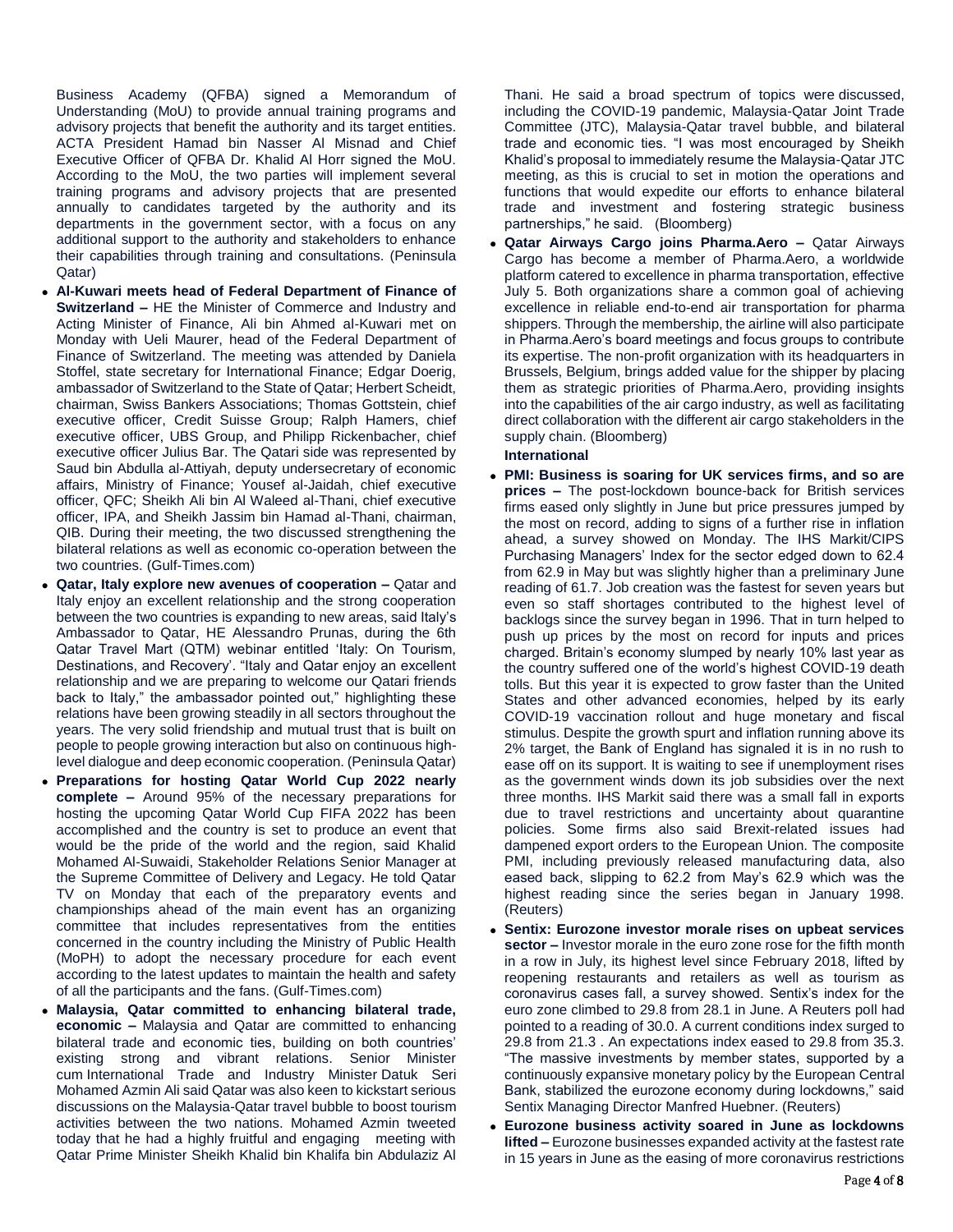Business Academy (QFBA) signed a Memorandum of Understanding (MoU) to provide annual training programs and advisory projects that benefit the authority and its target entities. ACTA President Hamad bin Nasser Al Misnad and Chief Executive Officer of QFBA Dr. Khalid Al Horr signed the MoU. According to the MoU, the two parties will implement several training programs and advisory projects that are presented annually to candidates targeted by the authority and its departments in the government sector, with a focus on any additional support to the authority and stakeholders to enhance their capabilities through training and consultations. (Peninsula Qatar)

- **Al-Kuwari meets head of Federal Department of Finance of Switzerland –** HE the Minister of Commerce and Industry and Acting Minister of Finance, Ali bin Ahmed al-Kuwari met on Monday with Ueli Maurer, head of the Federal Department of Finance of Switzerland. The meeting was attended by Daniela Stoffel, state secretary for International Finance; Edgar Doerig, ambassador of Switzerland to the State of Qatar; Herbert Scheidt, chairman, Swiss Bankers Associations; Thomas Gottstein, chief executive officer, Credit Suisse Group; Ralph Hamers, chief executive officer, UBS Group, and Philipp Rickenbacher, chief executive officer Julius Bar. The Qatari side was represented by Saud bin Abdulla al-Attiyah, deputy undersecretary of economic affairs, Ministry of Finance; Yousef al-Jaidah, chief executive officer, QFC; Sheikh Ali bin Al Waleed al-Thani, chief executive officer, IPA, and Sheikh Jassim bin Hamad al-Thani, chairman, QIB. During their meeting, the two discussed strengthening the bilateral relations as well as economic co-operation between the two countries. (Gulf-Times.com)
- **Qatar, Italy explore new avenues of cooperation –** Qatar and Italy enjoy an excellent relationship and the strong cooperation between the two countries is expanding to new areas, said Italy's Ambassador to Qatar, HE Alessandro Prunas, during the 6th Qatar Travel Mart (QTM) webinar entitled 'Italy: On Tourism, Destinations, and Recovery'. "Italy and Qatar enjoy an excellent relationship and we are preparing to welcome our Qatari friends back to Italy," the ambassador pointed out," highlighting these relations have been growing steadily in all sectors throughout the years. The very solid friendship and mutual trust that is built on people to people growing interaction but also on continuous high-level dialogue and deep economic cooperation. (Peninsula Qatar)
- **Preparations for hosting Qatar World Cup 2022 nearly complete –** Around 95% of the necessary preparations for hosting the upcoming Qatar World Cup FIFA 2022 has been accomplished and the country is set to produce an event that would be the pride of the world and the region, said Khalid Mohamed Al-Suwaidi, Stakeholder Relations Senior Manager at the Supreme Committee of Delivery and Legacy. He told Qatar TV on Monday that each of the preparatory events and championships ahead of the main event has an organizing committee that includes representatives from the entities concerned in the country including the Ministry of Public Health (MoPH) to adopt the necessary procedure for each event according to the latest updates to maintain the health and safety of all the participants and the fans. (Gulf-Times.com)
- **Malaysia, Qatar committed to enhancing bilateral trade, economic –** Malaysia and Qatar are committed to enhancing bilateral trade and economic ties, building on both countries' existing strong and vibrant relations. Senior Minister cum International Trade and Industry Minister Datuk Seri Mohamed Azmin Ali said Qatar was also keen to kickstart serious discussions on the Malaysia-Qatar travel bubble to boost tourism activities between the two nations. Mohamed Azmin tweeted today that he had a highly fruitful and engaging meeting with Qatar Prime Minister Sheikh Khalid bin Khalifa bin Abdulaziz Al Thani. He said a broad spectrum of topics were discussed, including the COVID-19 pandemic, Malaysia-Qatar Joint Trade Committee (JTC), Malaysia-Qatar travel bubble, and bilateral trade and economic ties. "I was most encouraged by Sheikh Khalid's proposal to immediately resume the Malaysia-Qatar JTC meeting, as this is crucial to set in motion the operations and functions that would expedite our efforts to enhance bilateral trade and investment and fostering strategic business partnerships," he said. (Bloomberg)
- **Qatar Airways Cargo joins Pharma.Aero –** Qatar Airways Cargo has become a member of Pharma.Aero, a worldwide platform catered to excellence in pharma transportation, effective July 5. Both organizations share a common goal of achieving excellence in reliable end-to-end air transportation for pharma shippers. Through the membership, the airline will also participate in Pharma.Aero's board meetings and focus groups to contribute its expertise. The non-profit organization with its headquarters in Brussels, Belgium, brings added value for the shipper by placing them as strategic priorities of Pharma.Aero, providing insights into the capabilities of the air cargo industry, as well as facilitating direct collaboration with the different air cargo stakeholders in the supply chain. (Bloomberg)

**International**

- **PMI: Business is soaring for UK services firms, and so are prices –** The post-lockdown bounce-back for British services firms eased only slightly in June but price pressures jumped by the most on record, adding to signs of a further rise in inflation ahead, a survey showed on Monday. The IHS Markit/CIPS Purchasing Managers' Index for the sector edged down to 62.4 from 62.9 in May but was slightly higher than a preliminary June reading of 61.7. Job creation was the fastest for seven years but even so staff shortages contributed to the highest level of backlogs since the survey began in 1996. That in turn helped to push up prices by the most on record for inputs and prices charged. Britain's economy slumped by nearly 10% last year as the country suffered one of the world's highest COVID-19 death tolls. But this year it is expected to grow faster than the United States and other advanced economies, helped by its early COVID-19 vaccination rollout and huge monetary and fiscal stimulus. Despite the growth spurt and inflation running above its 2% target, the Bank of England has signaled it is in no rush to ease off on its support. It is waiting to see if unemployment rises as the government winds down its job subsidies over the next three months. IHS Markit said there was a small fall in exports due to travel restrictions and uncertainty about quarantine policies. Some firms also said Brexit-related issues had dampened export orders to the European Union. The composite PMI, including previously released manufacturing data, also eased back, slipping to 62.2 from May's 62.9 which was the highest reading since the series began in January 1998. (Reuters)
- **Sentix: Eurozone investor morale rises on upbeat services sector –** Investor morale in the euro zone rose for the fifth month in a row in July, its highest level since February 2018, lifted by reopening restaurants and retailers as well as tourism as coronavirus cases fall, a survey showed. Sentix's index for the euro zone climbed to 29.8 from 28.1 in June. A Reuters poll had pointed to a reading of 30.0. A current conditions index surged to 29.8 from 21.3 . An expectations index eased to 29.8 from 35.3. "The massive investments by member states, supported by a continuously expansive monetary policy by the European Central Bank, stabilized the eurozone economy during lockdowns," said Sentix Managing Director Manfred Huebner. (Reuters)
- **Eurozone business activity soared in June as lockdowns lifted –** Eurozone businesses expanded activity at the fastest rate in 15 years in June as the easing of more coronavirus restrictions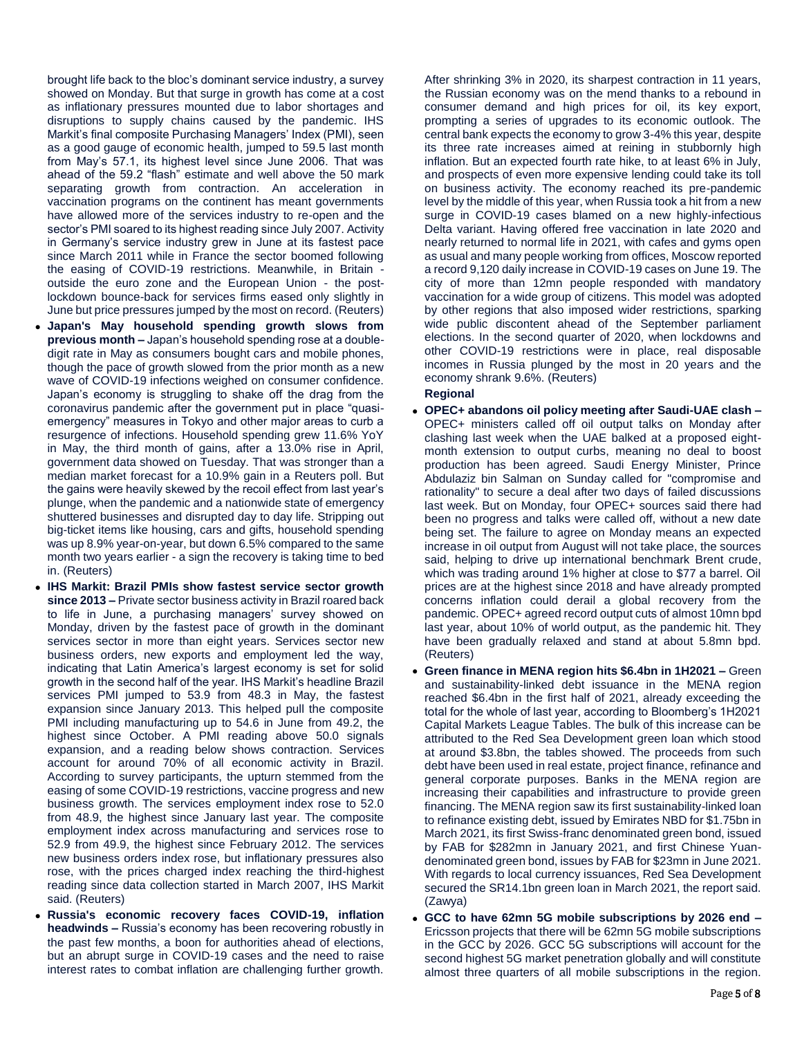brought life back to the bloc's dominant service industry, a survey showed on Monday. But that surge in growth has come at a cost as inflationary pressures mounted due to labor shortages and disruptions to supply chains caused by the pandemic. IHS Markit's final composite Purchasing Managers' Index (PMI), seen as a good gauge of economic health, jumped to 59.5 last month from May's 57.1, its highest level since June 2006. That was ahead of the 59.2 "flash" estimate and well above the 50 mark separating growth from contraction. An acceleration in vaccination programs on the continent has meant governments have allowed more of the services industry to re-open and the sector's PMI soared to its highest reading since July 2007. Activity in Germany's service industry grew in June at its fastest pace since March 2011 while in France the sector boomed following the easing of COVID-19 restrictions. Meanwhile, in Britain - outside the euro zone and the European Union - the post-lockdown bounce-back for services firms eased only slightly in June but price pressures jumped by the most on record. (Reuters)

- **Japan's May household spending growth slows from previous month –** Japan's household spending rose at a double-digit rate in May as consumers bought cars and mobile phones, though the pace of growth slowed from the prior month as a new wave of COVID-19 infections weighed on consumer confidence. Japan's economy is struggling to shake off the drag from the coronavirus pandemic after the government put in place "quasi-emergency" measures in Tokyo and other major areas to curb a resurgence of infections. Household spending grew 11.6% YoY in May, the third month of gains, after a 13.0% rise in April, government data showed on Tuesday. That was stronger than a median market forecast for a 10.9% gain in a Reuters poll. But the gains were heavily skewed by the recoil effect from last year's plunge, when the pandemic and a nationwide state of emergency shuttered businesses and disrupted day to day life. Stripping out big-ticket items like housing, cars and gifts, household spending was up 8.9% year-on-year, but down 6.5% compared to the same month two years earlier - a sign the recovery is taking time to bed in. (Reuters)
- **IHS Markit: Brazil PMIs show fastest service sector growth since 2013 –** Private sector business activity in Brazil roared back to life in June, a purchasing managers' survey showed on Monday, driven by the fastest pace of growth in the dominant services sector in more than eight years. Services sector new business orders, new exports and employment led the way, indicating that Latin America's largest economy is set for solid growth in the second half of the year. IHS Markit's headline Brazil services PMI jumped to 53.9 from 48.3 in May, the fastest expansion since January 2013. This helped pull the composite PMI including manufacturing up to 54.6 in June from 49.2, the highest since October. A PMI reading above 50.0 signals expansion, and a reading below shows contraction. Services account for around 70% of all economic activity in Brazil. According to survey participants, the upturn stemmed from the easing of some COVID-19 restrictions, vaccine progress and new business growth. The services employment index rose to 52.0 from 48.9, the highest since January last year. The composite employment index across manufacturing and services rose to 52.9 from 49.9, the highest since February 2012. The services new business orders index rose, but inflationary pressures also rose, with the prices charged index reaching the third-highest reading since data collection started in March 2007, IHS Markit said. (Reuters)
- **Russia's economic recovery faces COVID-19, inflation headwinds –** Russia's economy has been recovering robustly in the past few months, a boon for authorities ahead of elections, but an abrupt surge in COVID-19 cases and the need to raise interest rates to combat inflation are challenging further growth. After shrinking 3% in 2020, its sharpest contraction in 11 years, the Russian economy was on the mend thanks to a rebound in consumer demand and high prices for oil, its key export, prompting a series of upgrades to its economic outlook. The central bank expects the economy to grow 3-4% this year, despite its three rate increases aimed at reining in stubbornly high inflation. But an expected fourth rate hike, to at least 6% in July, and prospects of even more expensive lending could take its toll on business activity. The economy reached its pre-pandemic level by the middle of this year, when Russia took a hit from a new surge in COVID-19 cases blamed on a new highly-infectious Delta variant. Having offered free vaccination in late 2020 and nearly returned to normal life in 2021, with cafes and gyms open as usual and many people working from offices, Moscow reported a record 9,120 daily increase in COVID-19 cases on June 19. The city of more than 12mn people responded with mandatory vaccination for a wide group of citizens. This model was adopted by other regions that also imposed wider restrictions, sparking wide public discontent ahead of the September parliament elections. In the second quarter of 2020, when lockdowns and other COVID-19 restrictions were in place, real disposable incomes in Russia plunged by the most in 20 years and the economy shrank 9.6%. (Reuters)

**Regional**

- **OPEC+ abandons oil policy meeting after Saudi-UAE clash –** OPEC+ ministers called off oil output talks on Monday after clashing last week when the UAE balked at a proposed eight-month extension to output curbs, meaning no deal to boost production has been agreed. Saudi Energy Minister, Prince Abdulaziz bin Salman on Sunday called for "compromise and rationality" to secure a deal after two days of failed discussions last week. But on Monday, four OPEC+ sources said there had been no progress and talks were called off, without a new date being set. The failure to agree on Monday means an expected increase in oil output from August will not take place, the sources said, helping to drive up international benchmark Brent crude, which was trading around 1% higher at close to $77 a barrel. Oil prices are at the highest since 2018 and have already prompted concerns inflation could derail a global recovery from the pandemic. OPEC+ agreed record output cuts of almost 10mn bpd last year, about 10% of world output, as the pandemic hit. They have been gradually relaxed and stand at about 5.8mn bpd. (Reuters)
- **Green finance in MENA region hits $6.4bn in 1H2021 –** Green and sustainability-linked debt issuance in the MENA region reached $6.4bn in the first half of 2021, already exceeding the total for the whole of last year, according to Bloomberg's 1H2021 Capital Markets League Tables. The bulk of this increase can be attributed to the Red Sea Development green loan which stood at around $3.8bn, the tables showed. The proceeds from such debt have been used in real estate, project finance, refinance and general corporate purposes. Banks in the MENA region are increasing their capabilities and infrastructure to provide green financing. The MENA region saw its first sustainability-linked loan to refinance existing debt, issued by Emirates NBD for $1.75bn in March 2021, its first Swiss-franc denominated green bond, issued by FAB for $282mn in January 2021, and first Chinese Yuan-denominated green bond, issues by FAB for $23mn in June 2021. With regards to local currency issuances, Red Sea Development secured the SR14.1bn green loan in March 2021, the report said. (Zawya)
- **GCC to have 62mn 5G mobile subscriptions by 2026 end –** Ericsson projects that there will be 62mn 5G mobile subscriptions in the GCC by 2026. GCC 5G subscriptions will account for the second highest 5G market penetration globally and will constitute almost three quarters of all mobile subscriptions in the region.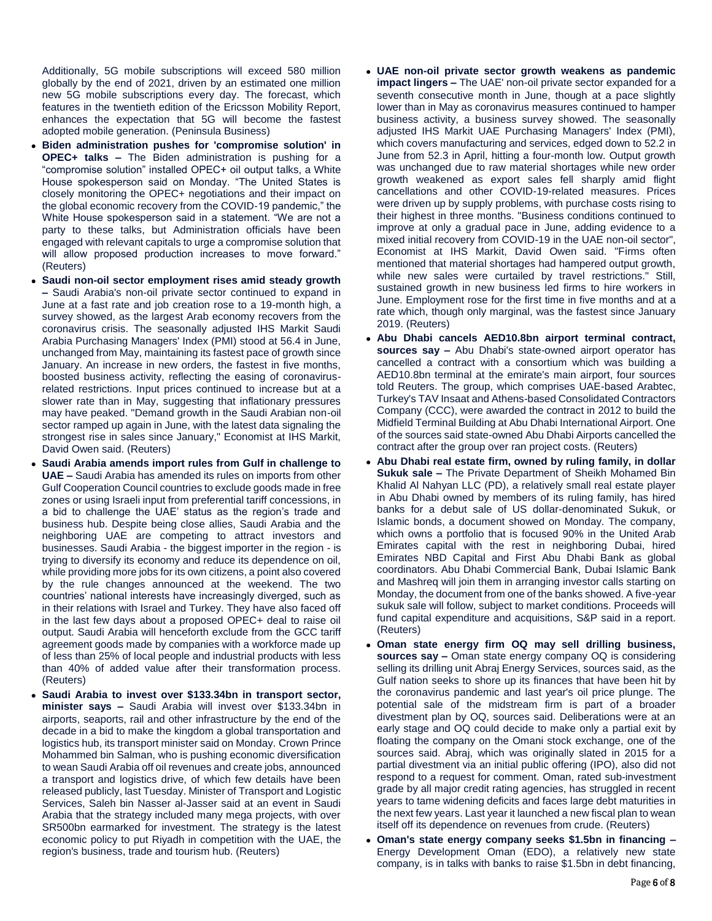Additionally, 5G mobile subscriptions will exceed 580 million globally by the end of 2021, driven by an estimated one million new 5G mobile subscriptions every day. The forecast, which features in the twentieth edition of the Ericsson Mobility Report, enhances the expectation that 5G will become the fastest adopted mobile generation. (Peninsula Business)

- **Biden administration pushes for 'compromise solution' in OPEC+ talks –** The Biden administration is pushing for a "compromise solution" installed OPEC+ oil output talks, a White House spokesperson said on Monday. "The United States is closely monitoring the OPEC+ negotiations and their impact on the global economic recovery from the COVID-19 pandemic," the White House spokesperson said in a statement. "We are not a party to these talks, but Administration officials have been engaged with relevant capitals to urge a compromise solution that will allow proposed production increases to move forward." (Reuters)
- **Saudi non-oil sector employment rises amid steady growth –** Saudi Arabia's non-oil private sector continued to expand in June at a fast rate and job creation rose to a 19-month high, a survey showed, as the largest Arab economy recovers from the coronavirus crisis. The seasonally adjusted IHS Markit Saudi Arabia Purchasing Managers' Index (PMI) stood at 56.4 in June, unchanged from May, maintaining its fastest pace of growth since January. An increase in new orders, the fastest in five months, boosted business activity, reflecting the easing of coronavirus-related restrictions. Input prices continued to increase but at a slower rate than in May, suggesting that inflationary pressures may have peaked. "Demand growth in the Saudi Arabian non-oil sector ramped up again in June, with the latest data signaling the strongest rise in sales since January," Economist at IHS Markit, David Owen said. (Reuters)
- **Saudi Arabia amends import rules from Gulf in challenge to UAE –** Saudi Arabia has amended its rules on imports from other Gulf Cooperation Council countries to exclude goods made in free zones or using Israeli input from preferential tariff concessions, in a bid to challenge the UAE' status as the region's trade and business hub. Despite being close allies, Saudi Arabia and the neighboring UAE are competing to attract investors and businesses. Saudi Arabia - the biggest importer in the region - is trying to diversify its economy and reduce its dependence on oil, while providing more jobs for its own citizens, a point also covered by the rule changes announced at the weekend. The two countries' national interests have increasingly diverged, such as in their relations with Israel and Turkey. They have also faced off in the last few days about a proposed OPEC+ deal to raise oil output. Saudi Arabia will henceforth exclude from the GCC tariff agreement goods made by companies with a workforce made up of less than 25% of local people and industrial products with less than 40% of added value after their transformation process. (Reuters)
- **Saudi Arabia to invest over $133.34bn in transport sector, minister says –** Saudi Arabia will invest over $133.34bn in airports, seaports, rail and other infrastructure by the end of the decade in a bid to make the kingdom a global transportation and logistics hub, its transport minister said on Monday. Crown Prince Mohammed bin Salman, who is pushing economic diversification to wean Saudi Arabia off oil revenues and create jobs, announced a transport and logistics drive, of which few details have been released publicly, last Tuesday. Minister of Transport and Logistic Services, Saleh bin Nasser al-Jasser said at an event in Saudi Arabia that the strategy included many mega projects, with over SR500bn earmarked for investment. The strategy is the latest economic policy to put Riyadh in competition with the UAE, the region's business, trade and tourism hub. (Reuters)
- **UAE non-oil private sector growth weakens as pandemic impact lingers –** The UAE' non-oil private sector expanded for a seventh consecutive month in June, though at a pace slightly lower than in May as coronavirus measures continued to hamper business activity, a business survey showed. The seasonally adjusted IHS Markit UAE Purchasing Managers' Index (PMI), which covers manufacturing and services, edged down to 52.2 in June from 52.3 in April, hitting a four-month low. Output growth was unchanged due to raw material shortages while new order growth weakened as export sales fell sharply amid flight cancellations and other COVID-19-related measures. Prices were driven up by supply problems, with purchase costs rising to their highest in three months. "Business conditions continued to improve at only a gradual pace in June, adding evidence to a mixed initial recovery from COVID-19 in the UAE non-oil sector", Economist at IHS Markit, David Owen said. "Firms often mentioned that material shortages had hampered output growth, while new sales were curtailed by travel restrictions." Still, sustained growth in new business led firms to hire workers in June. Employment rose for the first time in five months and at a rate which, though only marginal, was the fastest since January 2019. (Reuters)
- **Abu Dhabi cancels AED10.8bn airport terminal contract, sources say –** Abu Dhabi's state-owned airport operator has cancelled a contract with a consortium which was building a AED10.8bn terminal at the emirate's main airport, four sources told Reuters. The group, which comprises UAE-based Arabtec, Turkey's TAV Insaat and Athens-based Consolidated Contractors Company (CCC), were awarded the contract in 2012 to build the Midfield Terminal Building at Abu Dhabi International Airport. One of the sources said state-owned Abu Dhabi Airports cancelled the contract after the group over ran project costs. (Reuters)
- **Abu Dhabi real estate firm, owned by ruling family, in dollar Sukuk sale –** The Private Department of Sheikh Mohamed Bin Khalid Al Nahyan LLC (PD), a relatively small real estate player in Abu Dhabi owned by members of its ruling family, has hired banks for a debut sale of US dollar-denominated Sukuk, or Islamic bonds, a document showed on Monday. The company, which owns a portfolio that is focused 90% in the United Arab Emirates capital with the rest in neighboring Dubai, hired Emirates NBD Capital and First Abu Dhabi Bank as global coordinators. Abu Dhabi Commercial Bank, Dubai Islamic Bank and Mashreq will join them in arranging investor calls starting on Monday, the document from one of the banks showed. A five-year sukuk sale will follow, subject to market conditions. Proceeds will fund capital expenditure and acquisitions, S&P said in a report. (Reuters)
- **Oman state energy firm OQ may sell drilling business, sources say –** Oman state energy company OQ is considering selling its drilling unit Abraj Energy Services, sources said, as the Gulf nation seeks to shore up its finances that have been hit by the coronavirus pandemic and last year's oil price plunge. The potential sale of the midstream firm is part of a broader divestment plan by OQ, sources said. Deliberations were at an early stage and OQ could decide to make only a partial exit by floating the company on the Omani stock exchange, one of the sources said. Abraj, which was originally slated in 2015 for a partial divestment via an initial public offering (IPO), also did not respond to a request for comment. Oman, rated sub-investment grade by all major credit rating agencies, has struggled in recent years to tame widening deficits and faces large debt maturities in the next few years. Last year it launched a new fiscal plan to wean itself off its dependence on revenues from crude. (Reuters)
- **Oman's state energy company seeks $1.5bn in financing –** Energy Development Oman (EDO), a relatively new state company, is in talks with banks to raise $1.5bn in debt financing,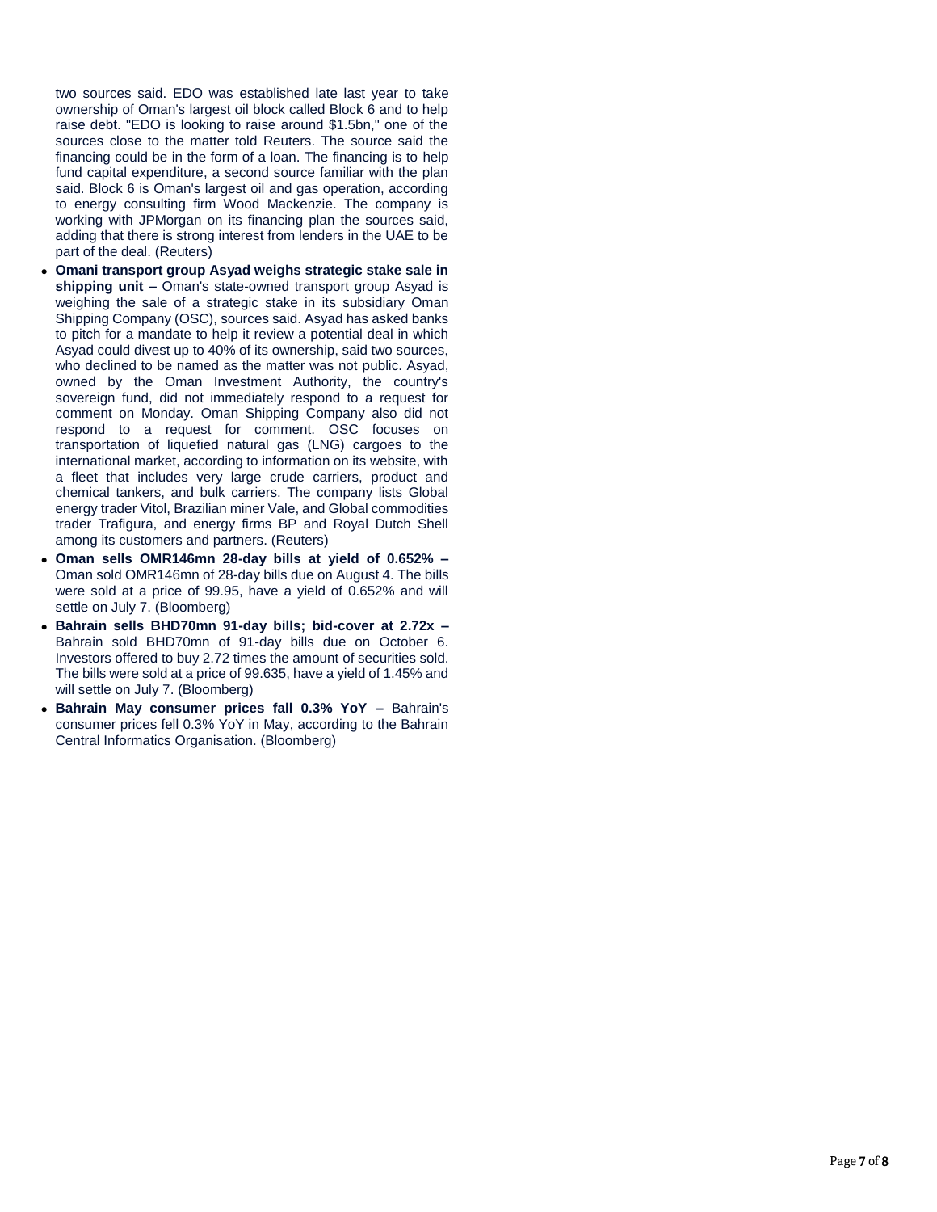two sources said. EDO was established late last year to take ownership of Oman's largest oil block called Block 6 and to help raise debt. "EDO is looking to raise around $1.5bn," one of the sources close to the matter told Reuters. The source said the financing could be in the form of a loan. The financing is to help fund capital expenditure, a second source familiar with the plan said. Block 6 is Oman's largest oil and gas operation, according to energy consulting firm Wood Mackenzie. The company is working with JPMorgan on its financing plan the sources said, adding that there is strong interest from lenders in the UAE to be part of the deal. (Reuters)

- **Omani transport group Asyad weighs strategic stake sale in shipping unit –** Oman's state-owned transport group Asyad is weighing the sale of a strategic stake in its subsidiary Oman Shipping Company (OSC), sources said. Asyad has asked banks to pitch for a mandate to help it review a potential deal in which Asyad could divest up to 40% of its ownership, said two sources, who declined to be named as the matter was not public. Asyad, owned by the Oman Investment Authority, the country's sovereign fund, did not immediately respond to a request for comment on Monday. Oman Shipping Company also did not respond to a request for comment. OSC focuses on transportation of liquefied natural gas (LNG) cargoes to the international market, according to information on its website, with a fleet that includes very large crude carriers, product and chemical tankers, and bulk carriers. The company lists Global energy trader Vitol, Brazilian miner Vale, and Global commodities trader Trafigura, and energy firms BP and Royal Dutch Shell among its customers and partners. (Reuters)
- **Oman sells OMR146mn 28-day bills at yield of 0.652% –** Oman sold OMR146mn of 28-day bills due on August 4. The bills were sold at a price of 99.95, have a yield of 0.652% and will settle on July 7. (Bloomberg)
- **Bahrain sells BHD70mn 91-day bills; bid-cover at 2.72x –** Bahrain sold BHD70mn of 91-day bills due on October 6. Investors offered to buy 2.72 times the amount of securities sold. The bills were sold at a price of 99.635, have a yield of 1.45% and will settle on July 7. (Bloomberg)
- **Bahrain May consumer prices fall 0.3% YoY –** Bahrain's consumer prices fell 0.3% YoY in May, according to the Bahrain Central Informatics Organisation. (Bloomberg)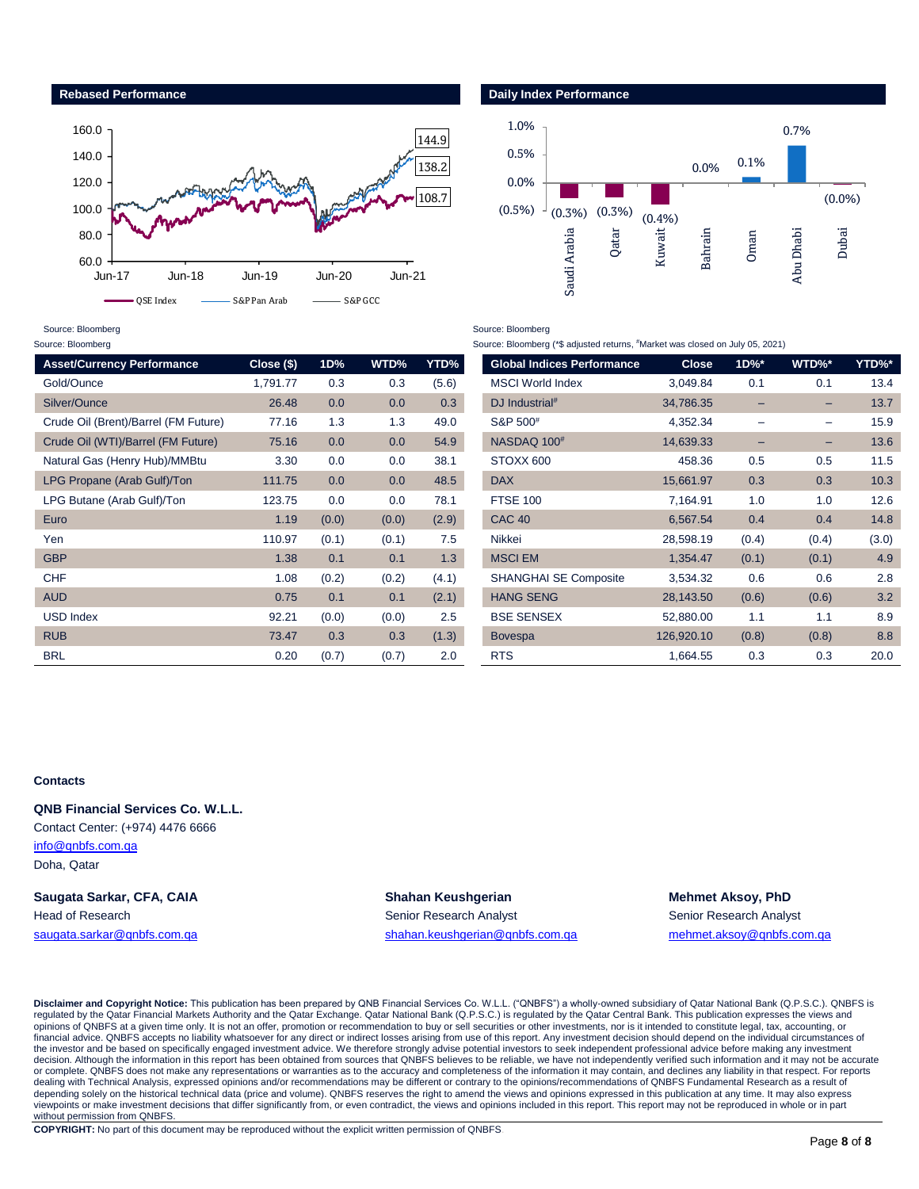### Rebased Performance

160.0
140.0
120.0
100.0
80.0
60.0
Jun-17
Jun-18
Jun-19
Jun-20
Jun-21
144.9
138.2
108.7
QSE Index
S&P Pan Arab
S&P GCC

Source: Bloomberg

### Daily Index Performance

1.0%
0.5%
0.0%
(0.5%)
(0.3%)
(0.3%)
(0.4%)
0.0%
0.1%
0.7%
(0.0%)
Saudi Arabia
Qatar
Kuwait
Bahrain
Oman
Abu Dhabi
Dubai

Source: Bloomberg

| Asset/Currency Performance | Close ($) | 1D% | WTD% | YTD% |
|---|---|---|---|---|
| Gold/Ounce | 1,791.77 | 0.3 | 0.3 | (5.6) |
| Silver/Ounce | 26.48 | 0.0 | 0.0 | 0.3 |
| Crude Oil (Brent)/Barrel (FM Future) | 77.16 | 1.3 | 1.3 | 49.0 |
| Crude Oil (WTI)/Barrel (FM Future) | 75.16 | 0.0 | 0.0 | 54.9 |
| Natural Gas (Henry Hub)/MMBtu | 3.30 | 0.0 | 0.0 | 38.1 |
| LPG Propane (Arab Gulf)/Ton | 111.75 | 0.0 | 0.0 | 48.5 |
| LPG Butane (Arab Gulf)/Ton | 123.75 | 0.0 | 0.0 | 78.1 |
| Euro | 1.19 | (0.0) | (0.0) | (2.9) |
| Yen | 110.97 | (0.1) | (0.1) | 7.5 |
| GBP | 1.38 | 0.1 | 0.1 | 1.3 |
| CHF | 1.08 | (0.2) | (0.2) | (4.1) |
| AUD | 0.75 | 0.1 | 0.1 | (2.1) |
| USD Index | 92.21 | (0.0) | (0.0) | 2.5 |
| RUB | 73.47 | 0.3 | 0.3 | (1.3) |
| BRL | 0.20 | (0.7) | (0.7) | 2.0 |

Source: Bloomberg

| Global Indices Performance | Close | 1D%* | WTD%* | YTD%* |
|---|---|---|---|---|
| MSCI World Index | 3,049.84 | 0.1 | 0.1 | 13.4 |
| DJ Industrial# | 34,786.35 | – | – | 13.7 |
| S&P 500# | 4,352.34 | – | – | 15.9 |
| NASDAQ 100# | 14,639.33 | – | – | 13.6 |
| STOXX 600 | 458.36 | 0.5 | 0.5 | 11.5 |
| DAX | 15,661.97 | 0.3 | 0.3 | 10.3 |
| FTSE 100 | 7,164.91 | 1.0 | 1.0 | 12.6 |
| CAC 40 | 6,567.54 | 0.4 | 0.4 | 14.8 |
| Nikkei | 28,598.19 | (0.4) | (0.4) | (3.0) |
| MSCI EM | 1,354.47 | (0.1) | (0.1) | 4.9 |
| SHANGHAI SE Composite | 3,534.32 | 0.6 | 0.6 | 2.8 |
| HANG SENG | 28,143.50 | (0.6) | (0.6) | 3.2 |
| BSE SENSEX | 52,880.00 | 1.1 | 1.1 | 8.9 |
| Bovespa | 126,920.10 | (0.8) | (0.8) | 8.8 |
| RTS | 1,664.55 | 0.3 | 0.3 | 20.0 |

Source: Bloomberg (*$ adjusted returns, #Market was closed on July 05, 2021)

**Contacts**

**QNB Financial Services Co. W.L.L.**
Contact Center: (+974) 4476 6666
info@qnbfs.com.qa
Doha, Qatar

**Saugata Sarkar, CFA, CAIA**
Head of Research
saugata.sarkar@qnbfs.com.qa

**Shahan Keushgerian**
Senior Research Analyst
shahan.keushgerian@qnbfs.com.qa

**Mehmet Aksoy, PhD**
Senior Research Analyst
mehmet.aksoy@qnbfs.com.qa

**Disclaimer and Copyright Notice:** This publication has been prepared by QNB Financial Services Co. W.L.L. ("QNBFS") a wholly-owned subsidiary of Qatar National Bank (Q.P.S.C.). QNBFS is regulated by the Qatar Financial Markets Authority and the Qatar Exchange. Qatar National Bank (Q.P.S.C.) is regulated by the Qatar Central Bank. This publication expresses the views and opinions of QNBFS at a given time only. It is not an offer, promotion or recommendation to buy or sell securities or other investments, nor is it intended to constitute legal, tax, accounting, or financial advice. QNBFS accepts no liability whatsoever for any direct or indirect losses arising from use of this report. Any investment decision should depend on the individual circumstances of the investor and be based on specifically engaged investment advice. We therefore strongly advise potential investors to seek independent professional advice before making any investment decision. Although the information in this report has been obtained from sources that QNBFS believes to be reliable, we have not independently verified such information and it may not be accurate or complete. QNBFS does not make any representations or warranties as to the accuracy and completeness of the information it may contain, and declines any liability in that respect. For reports dealing with Technical Analysis, expressed opinions and/or recommendations may be different or contrary to the opinions/recommendations of QNBFS Fundamental Research as a result of depending solely on the historical technical data (price and volume). QNBFS reserves the right to amend the views and opinions expressed in this publication at any time. It may also express viewpoints or make investment decisions that differ significantly from, or even contradict, the views and opinions included in this report. This report may not be reproduced in whole or in part without permission from QNBFS.

**COPYRIGHT:** No part of this document may be reproduced without the explicit written permission of QNBFS